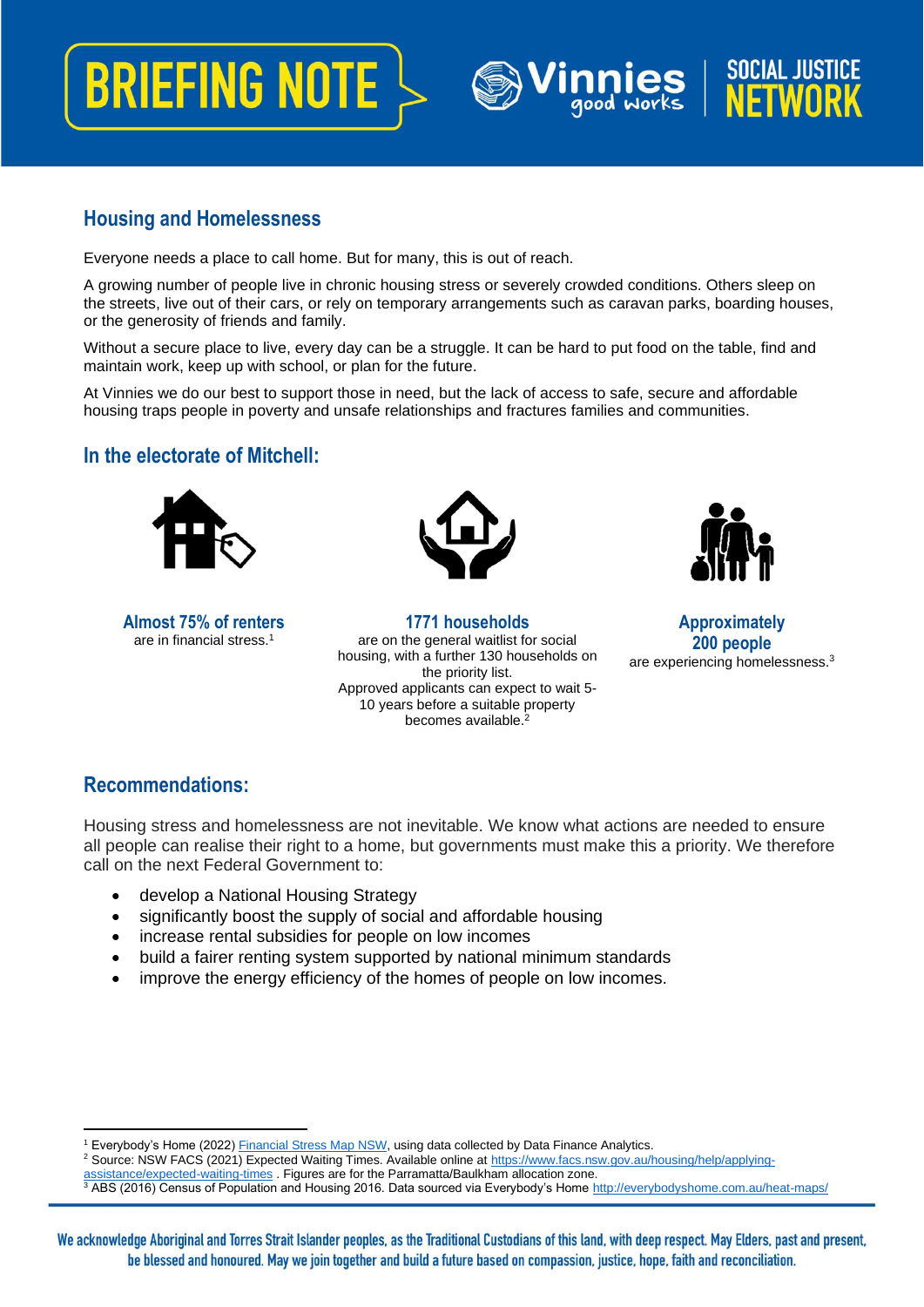# BRIEFING NOTE

Vinnies good works | SOCIAL JUSTICE NETWORK

## Housing and Homelessness

Everyone needs a place to call home. But for many, this is out of reach.

A growing number of people live in chronic housing stress or severely crowded conditions. Others sleep on the streets, live out of their cars, or rely on temporary arrangements such as caravan parks, boarding houses, or the generosity of friends and family.

Without a secure place to live, every day can be a struggle. It can be hard to put food on the table, find and maintain work, keep up with school, or plan for the future.

At Vinnies we do our best to support those in need, but the lack of access to safe, secure and affordable housing traps people in poverty and unsafe relationships and fractures families and communities.

## In the electorate of Mitchell:

**Almost 75% of renters**
are in financial stress.[1]

**1771 households**
are on the general waitlist for social housing, with a further 130 households on the priority list.
Approved applicants can expect to wait 5-10 years before a suitable property becomes available.[2]

**Approximately 200 people**
are experiencing homelessness.[3]

## Recommendations:

Housing stress and homelessness are not inevitable. We know what actions are needed to ensure all people can realise their right to a home, but governments must make this a priority. We therefore call on the next Federal Government to:

- develop a National Housing Strategy
- significantly boost the supply of social and affordable housing
- increase rental subsidies for people on low incomes
- build a fairer renting system supported by national minimum standards
- improve the energy efficiency of the homes of people on low incomes.

---

[1] Everybody's Home (2022) Financial Stress Map NSW, using data collected by Data Finance Analytics.
[2] Source: NSW FACS (2021) Expected Waiting Times. Available online at https://www.facs.nsw.gov.au/housing/help/applying-assistance/expected-waiting-times . Figures are for the Parramatta/Baulkham allocation zone.
[3] ABS (2016) Census of Population and Housing 2016. Data sourced via Everybody's Home http://everybodyshome.com.au/heat-maps/

We acknowledge Aboriginal and Torres Strait Islander peoples, as the Traditional Custodians of this land, with deep respect. May Elders, past and present, be blessed and honoured. May we join together and build a future based on compassion, justice, hope, faith and reconciliation.